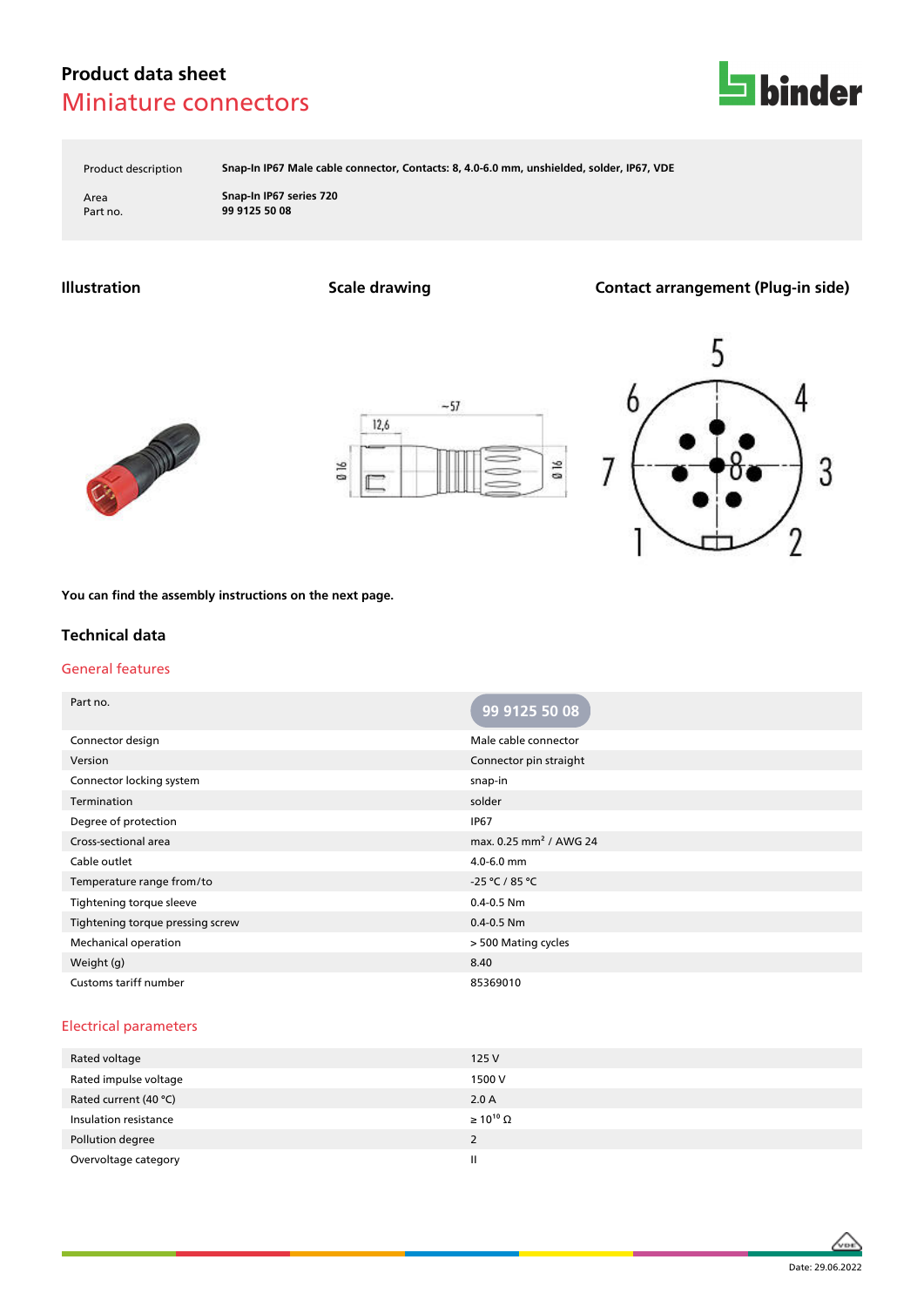# Product data sheet
## Miniature connectors

| | |
|---|---|
| Product description | **Snap-In IP67 Male cable connector, Contacts: 8, 4.0-6.0 mm, unshielded, solder, IP67, VDE** |
| Area | **Snap-In IP67 series 720** |
| Part no. | **99 9125 50 08** |

### Illustration

### Scale drawing

### Contact arrangement (Plug-in side)

**You can find the assembly instructions on the next page.**

## Technical data

### General features

| Part no. | 99 9125 50 08 |
|---|---|
| Connector design | Male cable connector |
| Version | Connector pin straight |
| Connector locking system | snap-in |
| Termination | solder |
| Degree of protection | IP67 |
| Cross-sectional area | max. 0.25 mm² / AWG 24 |
| Cable outlet | 4.0-6.0 mm |
| Temperature range from/to | -25 °C / 85 °C |
| Tightening torque sleeve | 0.4-0.5 Nm |
| Tightening torque pressing screw | 0.4-0.5 Nm |
| Mechanical operation | > 500 Mating cycles |
| Weight (g) | 8.40 |
| Customs tariff number | 85369010 |

### Electrical parameters

| | |
|---|---|
| Rated voltage | 125 V |
| Rated impulse voltage | 1500 V |
| Rated current (40 °C) | 2.0 A |
| Insulation resistance | ≥ $10^{10}$ Ω |
| Pollution degree | 2 |
| Overvoltage category | II |

Date: 29.06.2022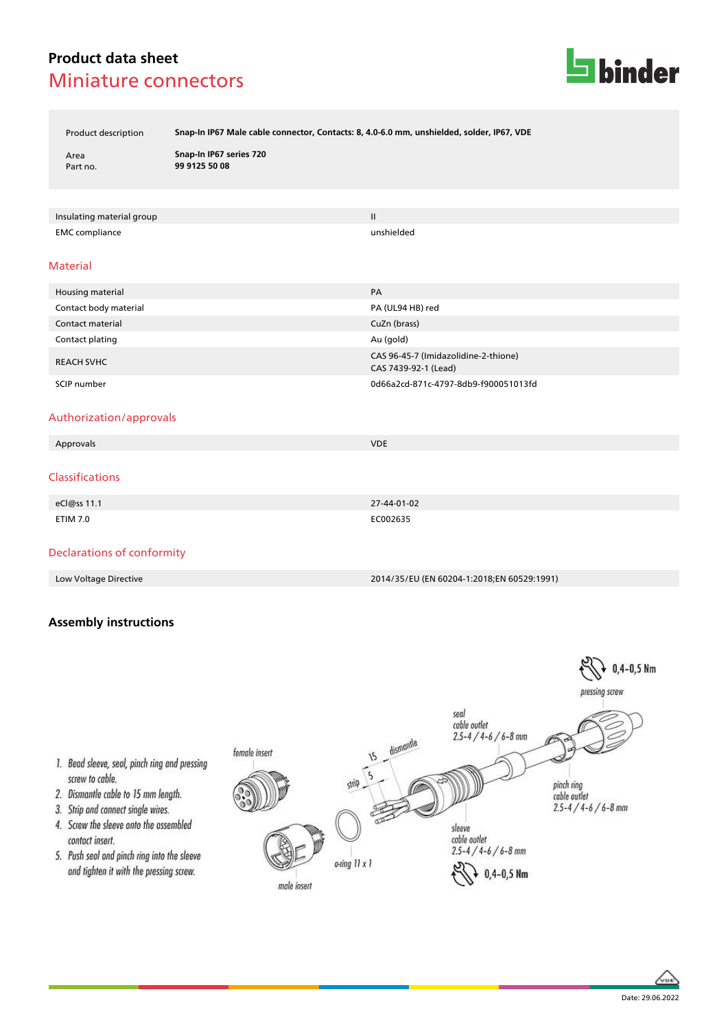# Product data sheet

## Miniature connectors

| | |
|---|---|
| Product description | **Snap-In IP67 Male cable connector, Contacts: 8, 4.0-6.0 mm, unshielded, solder, IP67, VDE** |
| Area | **Snap-In IP67 series 720** |
| Part no. | **99 9125 50 08** |

| | |
|---|---|
| Insulating material group | II |
| EMC compliance | unshielded |

## Material

| | |
|---|---|
| Housing material | PA |
| Contact body material | PA (UL94 HB) red |
| Contact material | CuZn (brass) |
| Contact plating | Au (gold) |
| REACH SVHC | CAS 96-45-7 (Imidazolidine-2-thione)<br>CAS 7439-92-1 (Lead) |
| SCIP number | 0d66a2cd-871c-4797-8db9-f900051013fd |

## Authorization/approvals

| | |
|---|---|
| Approvals | VDE |

## Classifications

| | |
|---|---|
| eCl@ss 11.1 | 27-44-01-02 |
| ETIM 7.0 | EC002635 |

## Declarations of conformity

| | |
|---|---|
| Low Voltage Directive | 2014/35/EU (EN 60204-1:2018;EN 60529:1991) |

## Assembly instructions

1. Bead sleeve, seal, pinch ring and pressing screw to cable.
2. Dismantle cable to 15 mm length.
3. Strip and connect single wires.
4. Screw the sleeve onto the assembled contact insert.
5. Push seal and pinch ring into the sleeve and tighten it with the pressing screw.

female insert

male insert

o-ring 11 x 1

strip 5

dismantle 15

seal cable outlet 2.5-4 / 4-6 / 6-8 mm

sleeve cable outlet 2.5-4 / 4-6 / 6-8 mm

0,4-0,5 Nm

pinch ring cable outlet 2.5-4 / 4-6 / 6-8 mm

pressing screw

0,4-0,5 Nm

Date: 29.06.2022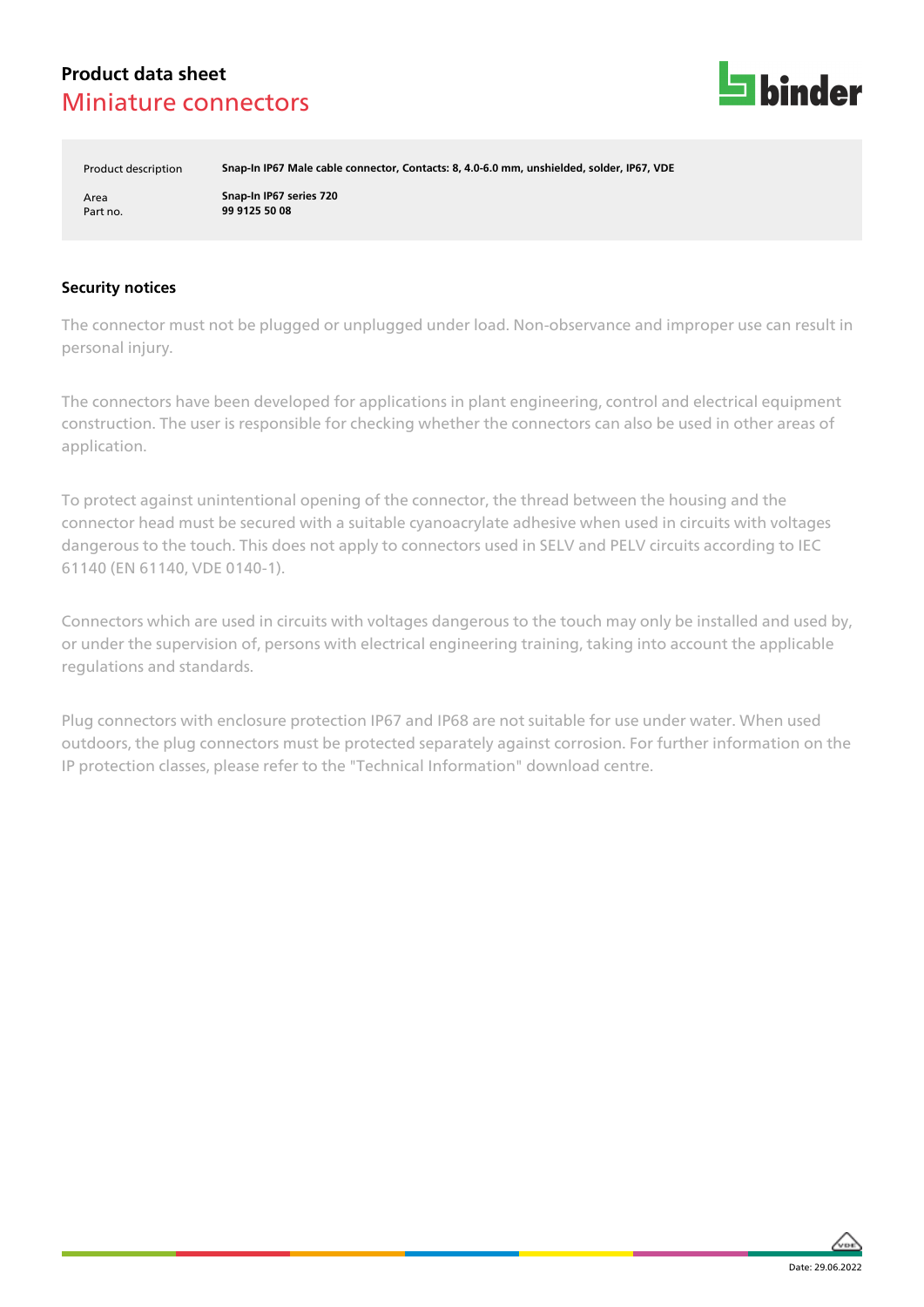## Product data sheet
# Miniature connectors

| | |
|---|---|
| Product description | **Snap-In IP67 Male cable connector, Contacts: 8, 4.0-6.0 mm, unshielded, solder, IP67, VDE** |
| Area | **Snap-In IP67 series 720** |
| Part no. | **99 9125 50 08** |

### Security notices

The connector must not be plugged or unplugged under load. Non-observance and improper use can result in personal injury.

The connectors have been developed for applications in plant engineering, control and electrical equipment construction. The user is responsible for checking whether the connectors can also be used in other areas of application.

To protect against unintentional opening of the connector, the thread between the housing and the connector head must be secured with a suitable cyanoacrylate adhesive when used in circuits with voltages dangerous to the touch. This does not apply to connectors used in SELV and PELV circuits according to IEC 61140 (EN 61140, VDE 0140-1).

Connectors which are used in circuits with voltages dangerous to the touch may only be installed and used by, or under the supervision of, persons with electrical engineering training, taking into account the applicable regulations and standards.

Plug connectors with enclosure protection IP67 and IP68 are not suitable for use under water. When used outdoors, the plug connectors must be protected separately against corrosion. For further information on the IP protection classes, please refer to the "Technical Information" download centre.

Date: 29.06.2022